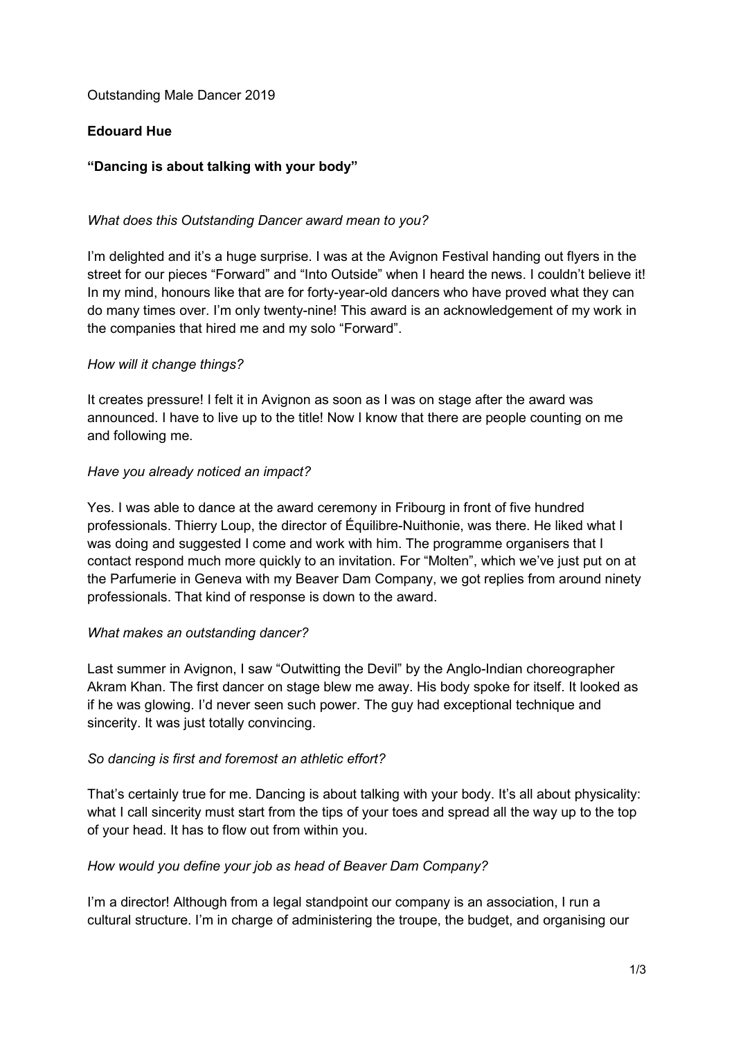Outstanding Male Dancer 2019

**Edouard Hue**

**"Dancing is about talking with your body"**

*What does this Outstanding Dancer award mean to you?*

I'm delighted and it's a huge surprise. I was at the Avignon Festival handing out flyers in the street for our pieces "Forward" and "Into Outside" when I heard the news. I couldn't believe it! In my mind, honours like that are for forty-year-old dancers who have proved what they can do many times over. I'm only twenty-nine! This award is an acknowledgement of my work in the companies that hired me and my solo "Forward".

*How will it change things?*

It creates pressure! I felt it in Avignon as soon as I was on stage after the award was announced. I have to live up to the title! Now I know that there are people counting on me and following me.

*Have you already noticed an impact?*

Yes. I was able to dance at the award ceremony in Fribourg in front of five hundred professionals. Thierry Loup, the director of Équilibre-Nuithonie, was there. He liked what I was doing and suggested I come and work with him. The programme organisers that I contact respond much more quickly to an invitation. For "Molten", which we've just put on at the Parfumerie in Geneva with my Beaver Dam Company, we got replies from around ninety professionals. That kind of response is down to the award.

*What makes an outstanding dancer?*

Last summer in Avignon, I saw "Outwitting the Devil" by the Anglo-Indian choreographer Akram Khan. The first dancer on stage blew me away. His body spoke for itself. It looked as if he was glowing. I'd never seen such power. The guy had exceptional technique and sincerity. It was just totally convincing.

*So dancing is first and foremost an athletic effort?*

That's certainly true for me. Dancing is about talking with your body. It's all about physicality: what I call sincerity must start from the tips of your toes and spread all the way up to the top of your head. It has to flow out from within you.

*How would you define your job as head of Beaver Dam Company?*

I'm a director! Although from a legal standpoint our company is an association, I run a cultural structure. I'm in charge of administering the troupe, the budget, and organising our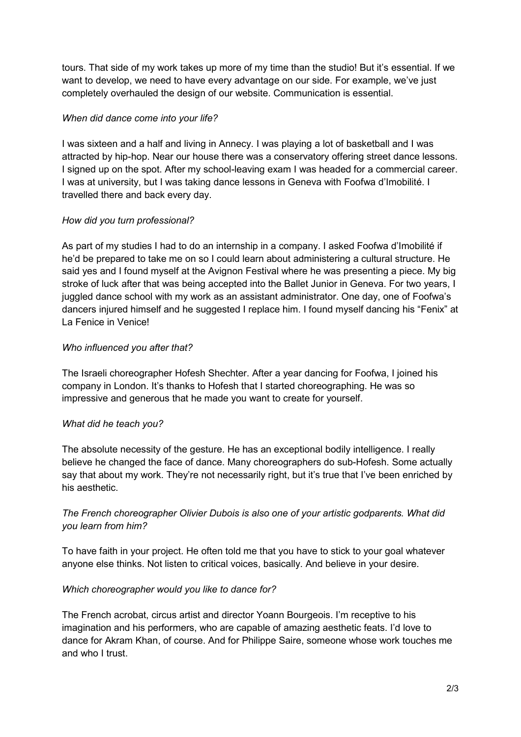tours. That side of my work takes up more of my time than the studio! But it's essential. If we want to develop, we need to have every advantage on our side. For example, we've just completely overhauled the design of our website. Communication is essential.

*When did dance come into your life?*

I was sixteen and a half and living in Annecy. I was playing a lot of basketball and I was attracted by hip-hop. Near our house there was a conservatory offering street dance lessons. I signed up on the spot. After my school-leaving exam I was headed for a commercial career. I was at university, but I was taking dance lessons in Geneva with Foofwa d'Imobilité. I travelled there and back every day.

*How did you turn professional?*

As part of my studies I had to do an internship in a company. I asked Foofwa d'Imobilité if he'd be prepared to take me on so I could learn about administering a cultural structure. He said yes and I found myself at the Avignon Festival where he was presenting a piece. My big stroke of luck after that was being accepted into the Ballet Junior in Geneva. For two years, I juggled dance school with my work as an assistant administrator. One day, one of Foofwa's dancers injured himself and he suggested I replace him. I found myself dancing his "Fenix" at La Fenice in Venice!

*Who influenced you after that?*

The Israeli choreographer Hofesh Shechter. After a year dancing for Foofwa, I joined his company in London. It's thanks to Hofesh that I started choreographing. He was so impressive and generous that he made you want to create for yourself.

*What did he teach you?*

The absolute necessity of the gesture. He has an exceptional bodily intelligence. I really believe he changed the face of dance. Many choreographers do sub-Hofesh. Some actually say that about my work. They're not necessarily right, but it's true that I've been enriched by his aesthetic.

*The French choreographer Olivier Dubois is also one of your artistic godparents. What did you learn from him?*

To have faith in your project. He often told me that you have to stick to your goal whatever anyone else thinks. Not listen to critical voices, basically. And believe in your desire.

*Which choreographer would you like to dance for?*

The French acrobat, circus artist and director Yoann Bourgeois. I'm receptive to his imagination and his performers, who are capable of amazing aesthetic feats. I'd love to dance for Akram Khan, of course. And for Philippe Saire, someone whose work touches me and who I trust.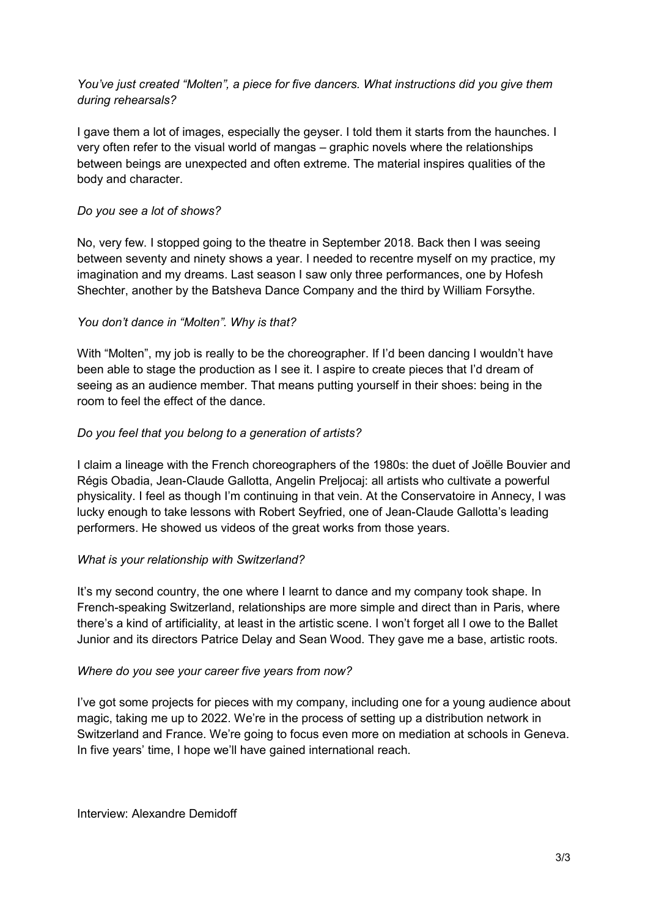*You've just created "Molten", a piece for five dancers. What instructions did you give them during rehearsals?*

I gave them a lot of images, especially the geyser. I told them it starts from the haunches. I very often refer to the visual world of mangas – graphic novels where the relationships between beings are unexpected and often extreme. The material inspires qualities of the body and character.

*Do you see a lot of shows?*

No, very few. I stopped going to the theatre in September 2018. Back then I was seeing between seventy and ninety shows a year. I needed to recentre myself on my practice, my imagination and my dreams. Last season I saw only three performances, one by Hofesh Shechter, another by the Batsheva Dance Company and the third by William Forsythe.

*You don't dance in "Molten". Why is that?*

With "Molten", my job is really to be the choreographer. If I'd been dancing I wouldn't have been able to stage the production as I see it. I aspire to create pieces that I'd dream of seeing as an audience member. That means putting yourself in their shoes: being in the room to feel the effect of the dance.

*Do you feel that you belong to a generation of artists?*

I claim a lineage with the French choreographers of the 1980s: the duet of Joëlle Bouvier and Régis Obadia, Jean-Claude Gallotta, Angelin Preljocaj: all artists who cultivate a powerful physicality. I feel as though I'm continuing in that vein. At the Conservatoire in Annecy, I was lucky enough to take lessons with Robert Seyfried, one of Jean-Claude Gallotta's leading performers. He showed us videos of the great works from those years.

*What is your relationship with Switzerland?*

It's my second country, the one where I learnt to dance and my company took shape. In French-speaking Switzerland, relationships are more simple and direct than in Paris, where there's a kind of artificiality, at least in the artistic scene. I won't forget all I owe to the Ballet Junior and its directors Patrice Delay and Sean Wood. They gave me a base, artistic roots.

*Where do you see your career five years from now?*

I've got some projects for pieces with my company, including one for a young audience about magic, taking me up to 2022. We're in the process of setting up a distribution network in Switzerland and France. We're going to focus even more on mediation at schools in Geneva. In five years' time, I hope we'll have gained international reach.

Interview: Alexandre Demidoff